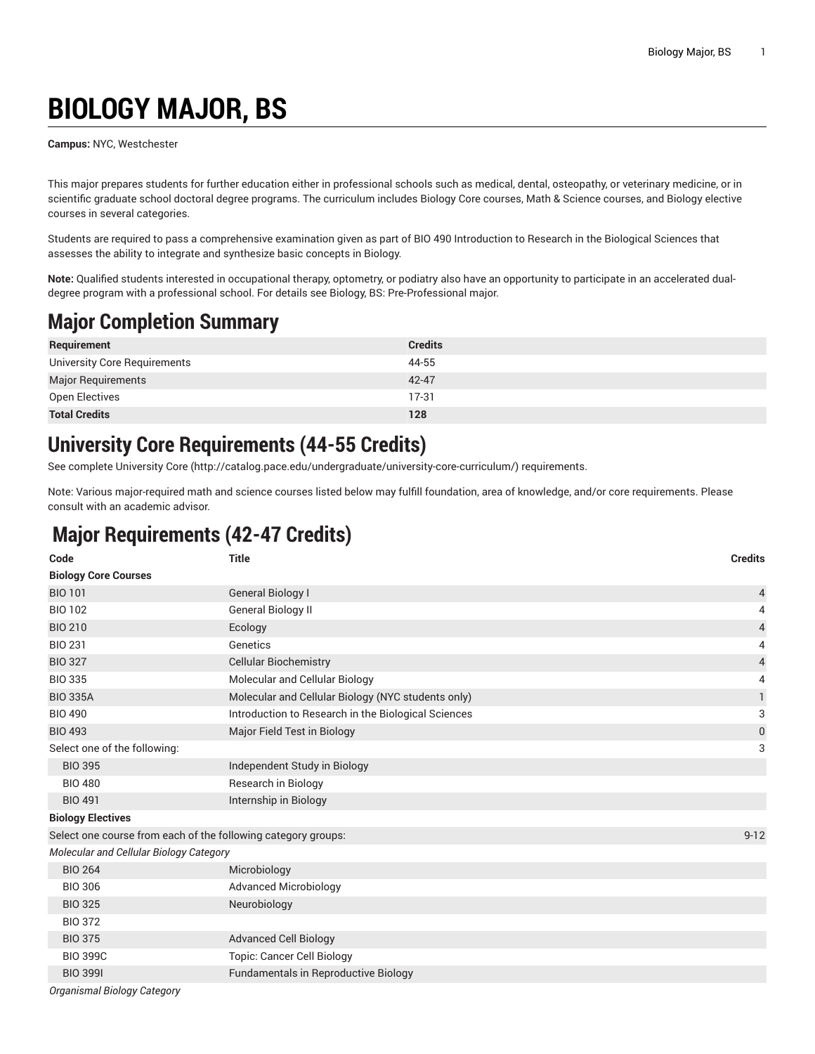# BIOLOGY MAJOR, BS

**Campus:** NYC, Westchester

This major prepares students for further education either in professional schools such as medical, dental, osteopathy, or veterinary medicine, or in scientific graduate school doctoral degree programs. The curriculum includes Biology Core courses, Math & Science courses, and Biology elective courses in several categories.

Students are required to pass a comprehensive examination given as part of BIO 490 Introduction to Research in the Biological Sciences that assesses the ability to integrate and synthesize basic concepts in Biology.

**Note:** Qualified students interested in occupational therapy, optometry, or podiatry also have an opportunity to participate in an accelerated dual-degree program with a professional school. For details see Biology, BS: Pre-Professional major.

## Major Completion Summary

| Requirement | Credits |
|---|---|
| University Core Requirements | 44-55 |
| Major Requirements | 42-47 |
| Open Electives | 17-31 |
| **Total Credits** | **128** |

## University Core Requirements (44-55 Credits)

See complete University Core (http://catalog.pace.edu/undergraduate/university-core-curriculum/) requirements.

Note: Various major-required math and science courses listed below may fulfill foundation, area of knowledge, and/or core requirements. Please consult with an academic advisor.

## Major Requirements (42-47 Credits)

| Code | Title | Credits |
|---|---|---|
| **Biology Core Courses** | | |
| BIO 101 | General Biology I | 4 |
| BIO 102 | General Biology II | 4 |
| BIO 210 | Ecology | 4 |
| BIO 231 | Genetics | 4 |
| BIO 327 | Cellular Biochemistry | 4 |
| BIO 335 | Molecular and Cellular Biology | 4 |
| BIO 335A | Molecular and Cellular Biology (NYC students only) | 1 |
| BIO 490 | Introduction to Research in the Biological Sciences | 3 |
| BIO 493 | Major Field Test in Biology | 0 |
| Select one of the following: | | 3 |
| BIO 395 | Independent Study in Biology | |
| BIO 480 | Research in Biology | |
| BIO 491 | Internship in Biology | |
| **Biology Electives** | | |
| Select one course from each of the following category groups: | | 9-12 |
| *Molecular and Cellular Biology Category* | | |
| BIO 264 | Microbiology | |
| BIO 306 | Advanced Microbiology | |
| BIO 325 | Neurobiology | |
| BIO 372 | | |
| BIO 375 | Advanced Cell Biology | |
| BIO 399C | Topic: Cancer Cell Biology | |
| BIO 399I | Fundamentals in Reproductive Biology | |
| *Organismal Biology Category* | | |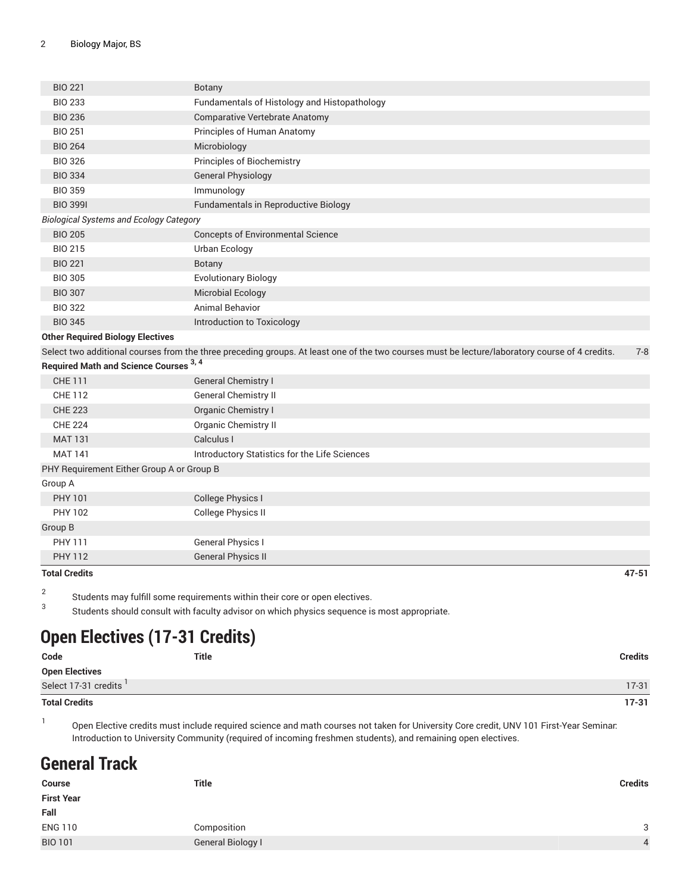| | | |
|---|---|---|
| BIO 221 | Botany | |
| BIO 233 | Fundamentals of Histology and Histopathology | |
| BIO 236 | Comparative Vertebrate Anatomy | |
| BIO 251 | Principles of Human Anatomy | |
| BIO 264 | Microbiology | |
| BIO 326 | Principles of Biochemistry | |
| BIO 334 | General Physiology | |
| BIO 359 | Immunology | |
| BIO 399I | Fundamentals in Reproductive Biology | |
| *Biological Systems and Ecology Category* | | |
| BIO 205 | Concepts of Environmental Science | |
| BIO 215 | Urban Ecology | |
| BIO 221 | Botany | |
| BIO 305 | Evolutionary Biology | |
| BIO 307 | Microbial Ecology | |
| BIO 322 | Animal Behavior | |
| BIO 345 | Introduction to Toxicology | |
| **Other Required Biology Electives** | | |
| Select two additional courses from the three preceding groups. At least one of the two courses must be lecture/laboratory course of 4 credits. | | 7-8 |
| **Required Math and Science Courses** [3, 4] | | |
| CHE 111 | General Chemistry I | |
| CHE 112 | General Chemistry II | |
| CHE 223 | Organic Chemistry I | |
| CHE 224 | Organic Chemistry II | |
| MAT 131 | Calculus I | |
| MAT 141 | Introductory Statistics for the Life Sciences | |
| PHY Requirement Either Group A or Group B | | |
| Group A | | |
| PHY 101 | College Physics I | |
| PHY 102 | College Physics II | |
| Group B | | |
| PHY 111 | General Physics I | |
| PHY 112 | General Physics II | |
| **Total Credits** | | **47-51** |

2. Students may fulfill some requirements within their core or open electives.
3. Students should consult with faculty advisor on which physics sequence is most appropriate.

## Open Electives (17-31 Credits)

| Code | Title | Credits |
|---|---|---|
| **Open Electives** | | |
| Select 17-31 credits [1] | | 17-31 |
| **Total Credits** | | **17-31** |

1. Open Elective credits must include required science and math courses not taken for University Core credit, UNV 101 First-Year Seminar: Introduction to University Community (required of incoming freshmen students), and remaining open electives.

## General Track

| Course | Title | Credits |
|---|---|---|
| **First Year** | | |
| **Fall** | | |
| ENG 110 | Composition | 3 |
| BIO 101 | General Biology I | 4 |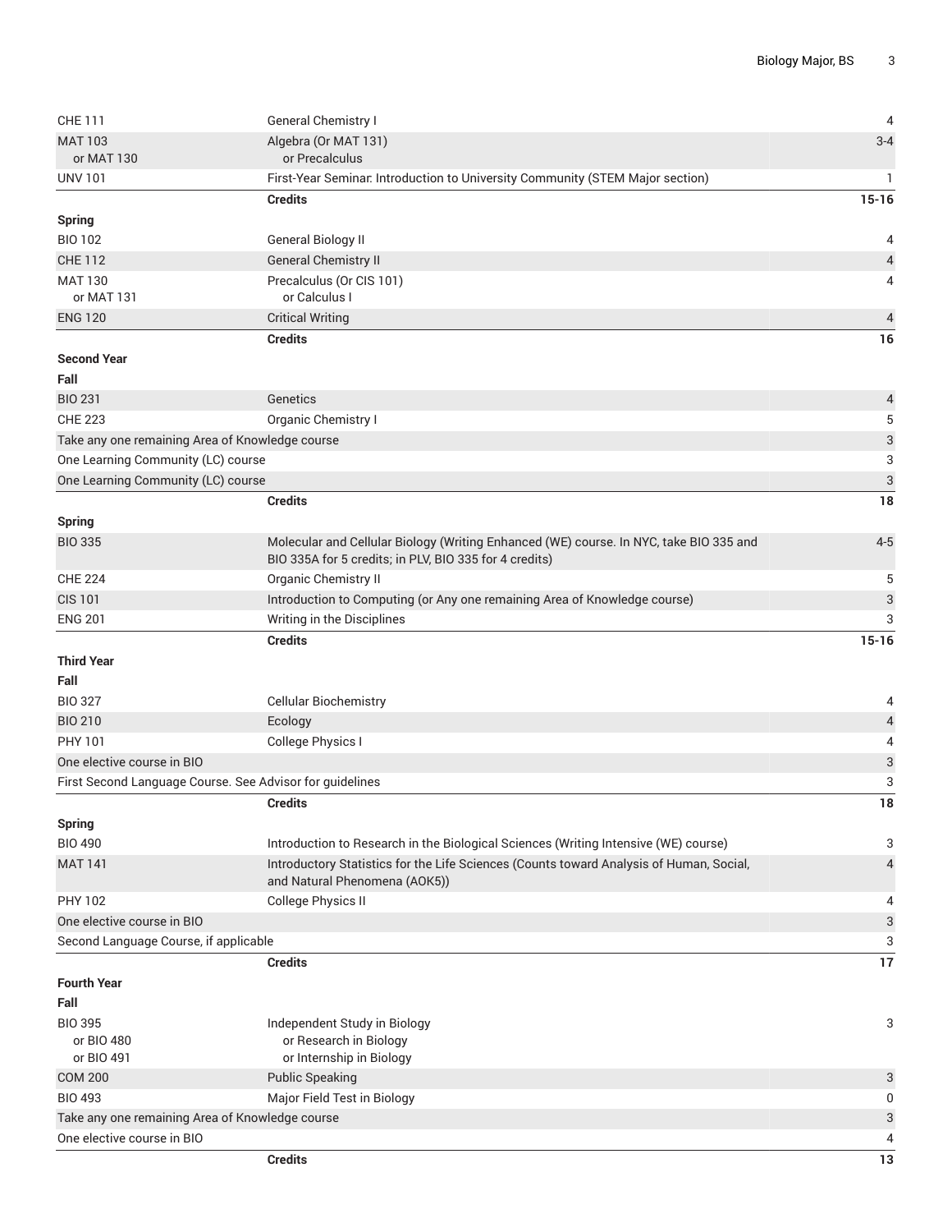| | | |
|---|---|---|
| CHE 111 | General Chemistry I | 4 |
| MAT 103<br>or MAT 130 | Algebra (Or MAT 131)<br>or Precalculus | 3-4 |
| UNV 101 | First-Year Seminar: Introduction to University Community (STEM Major section) | 1 |
| | **Credits** | **15-16** |
| **Spring** | | |
| BIO 102 | General Biology II | 4 |
| CHE 112 | General Chemistry II | 4 |
| MAT 130<br>or MAT 131 | Precalculus (Or CIS 101)<br>or Calculus I | 4 |
| ENG 120 | Critical Writing | 4 |
| | **Credits** | **16** |
| **Second Year** | | |
| **Fall** | | |
| BIO 231 | Genetics | 4 |
| CHE 223 | Organic Chemistry I | 5 |
| Take any one remaining Area of Knowledge course | | 3 |
| One Learning Community (LC) course | | 3 |
| One Learning Community (LC) course | | 3 |
| | **Credits** | **18** |
| **Spring** | | |
| BIO 335 | Molecular and Cellular Biology (Writing Enhanced (WE) course. In NYC, take BIO 335 and BIO 335A for 5 credits; in PLV, BIO 335 for 4 credits) | 4-5 |
| CHE 224 | Organic Chemistry II | 5 |
| CIS 101 | Introduction to Computing (or Any one remaining Area of Knowledge course) | 3 |
| ENG 201 | Writing in the Disciplines | 3 |
| | **Credits** | **15-16** |
| **Third Year** | | |
| **Fall** | | |
| BIO 327 | Cellular Biochemistry | 4 |
| BIO 210 | Ecology | 4 |
| PHY 101 | College Physics I | 4 |
| One elective course in BIO | | 3 |
| First Second Language Course. See Advisor for guidelines | | 3 |
| | **Credits** | **18** |
| **Spring** | | |
| BIO 490 | Introduction to Research in the Biological Sciences (Writing Intensive (WE) course) | 3 |
| MAT 141 | Introductory Statistics for the Life Sciences (Counts toward Analysis of Human, Social, and Natural Phenomena (AOK5)) | 4 |
| PHY 102 | College Physics II | 4 |
| One elective course in BIO | | 3 |
| Second Language Course, if applicable | | 3 |
| | **Credits** | **17** |
| **Fourth Year** | | |
| **Fall** | | |
| BIO 395<br>or BIO 480<br>or BIO 491 | Independent Study in Biology<br>or Research in Biology<br>or Internship in Biology | 3 |
| COM 200 | Public Speaking | 3 |
| BIO 493 | Major Field Test in Biology | 0 |
| Take any one remaining Area of Knowledge course | | 3 |
| One elective course in BIO | | 4 |
| | **Credits** | **13** |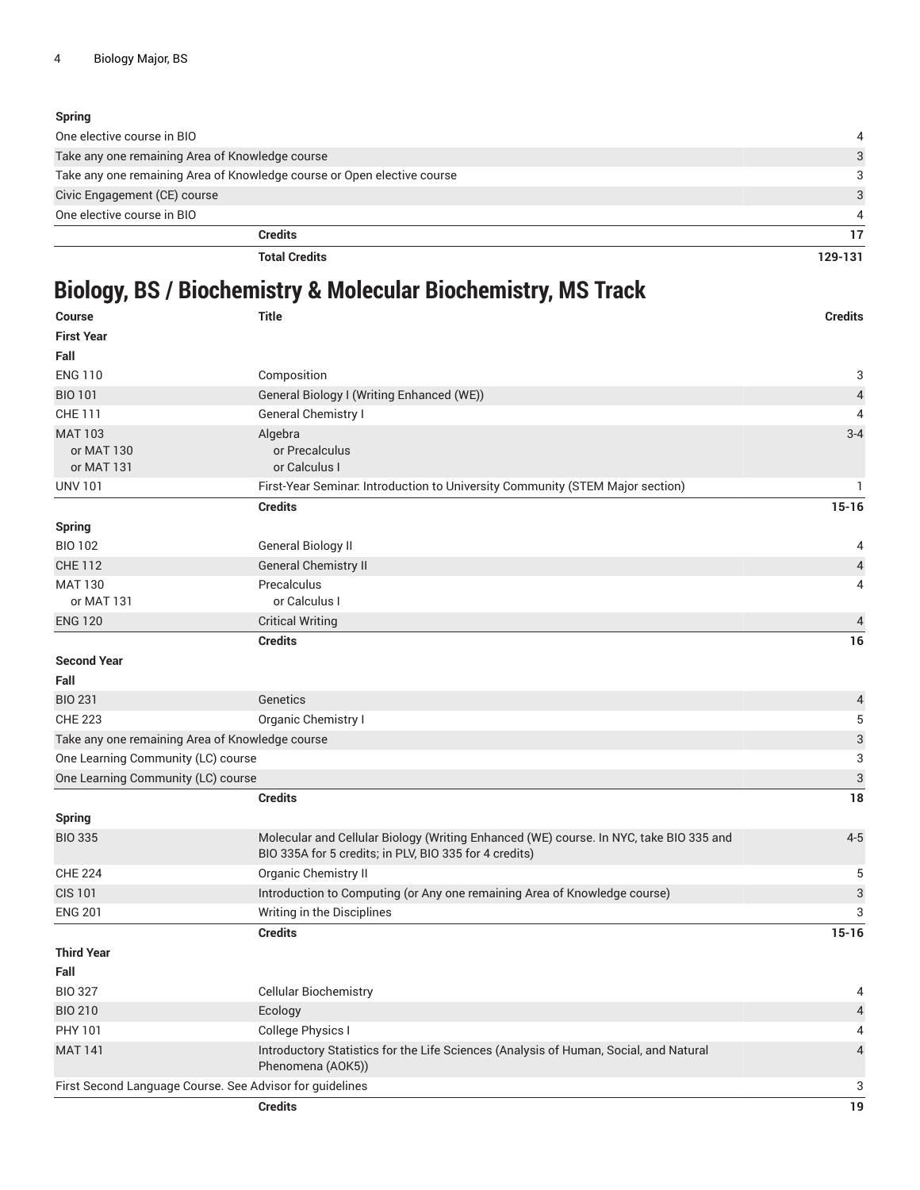| | | |
|---|---|---|
| **Spring** | | |
| One elective course in BIO | | 4 |
| Take any one remaining Area of Knowledge course | | 3 |
| Take any one remaining Area of Knowledge course or Open elective course | | 3 |
| Civic Engagement (CE) course | | 3 |
| One elective course in BIO | | 4 |
| | **Credits** | **17** |
| | **Total Credits** | **129-131** |

## Biology, BS / Biochemistry & Molecular Biochemistry, MS Track

| Course | Title | Credits |
|---|---|---|
| **First Year** | | |
| **Fall** | | |
| ENG 110 | Composition | 3 |
| BIO 101 | General Biology I (Writing Enhanced (WE)) | 4 |
| CHE 111 | General Chemistry I | 4 |
| MAT 103<br>or MAT 130<br>or MAT 131 | Algebra<br>or Precalculus<br>or Calculus I | 3-4 |
| UNV 101 | First-Year Seminar: Introduction to University Community (STEM Major section) | 1 |
| | **Credits** | **15-16** |
| **Spring** | | |
| BIO 102 | General Biology II | 4 |
| CHE 112 | General Chemistry II | 4 |
| MAT 130<br>or MAT 131 | Precalculus<br>or Calculus I | 4 |
| ENG 120 | Critical Writing | 4 |
| | **Credits** | **16** |
| **Second Year** | | |
| **Fall** | | |
| BIO 231 | Genetics | 4 |
| CHE 223 | Organic Chemistry I | 5 |
| Take any one remaining Area of Knowledge course | | 3 |
| One Learning Community (LC) course | | 3 |
| One Learning Community (LC) course | | 3 |
| | **Credits** | **18** |
| **Spring** | | |
| BIO 335 | Molecular and Cellular Biology (Writing Enhanced (WE) course. In NYC, take BIO 335 and BIO 335A for 5 credits; in PLV, BIO 335 for 4 credits) | 4-5 |
| CHE 224 | Organic Chemistry II | 5 |
| CIS 101 | Introduction to Computing (or Any one remaining Area of Knowledge course) | 3 |
| ENG 201 | Writing in the Disciplines | 3 |
| | **Credits** | **15-16** |
| **Third Year** | | |
| **Fall** | | |
| BIO 327 | Cellular Biochemistry | 4 |
| BIO 210 | Ecology | 4 |
| PHY 101 | College Physics I | 4 |
| MAT 141 | Introductory Statistics for the Life Sciences (Analysis of Human, Social, and Natural Phenomena (AOK5)) | 4 |
| First Second Language Course. See Advisor for guidelines | | 3 |
| | **Credits** | **19** |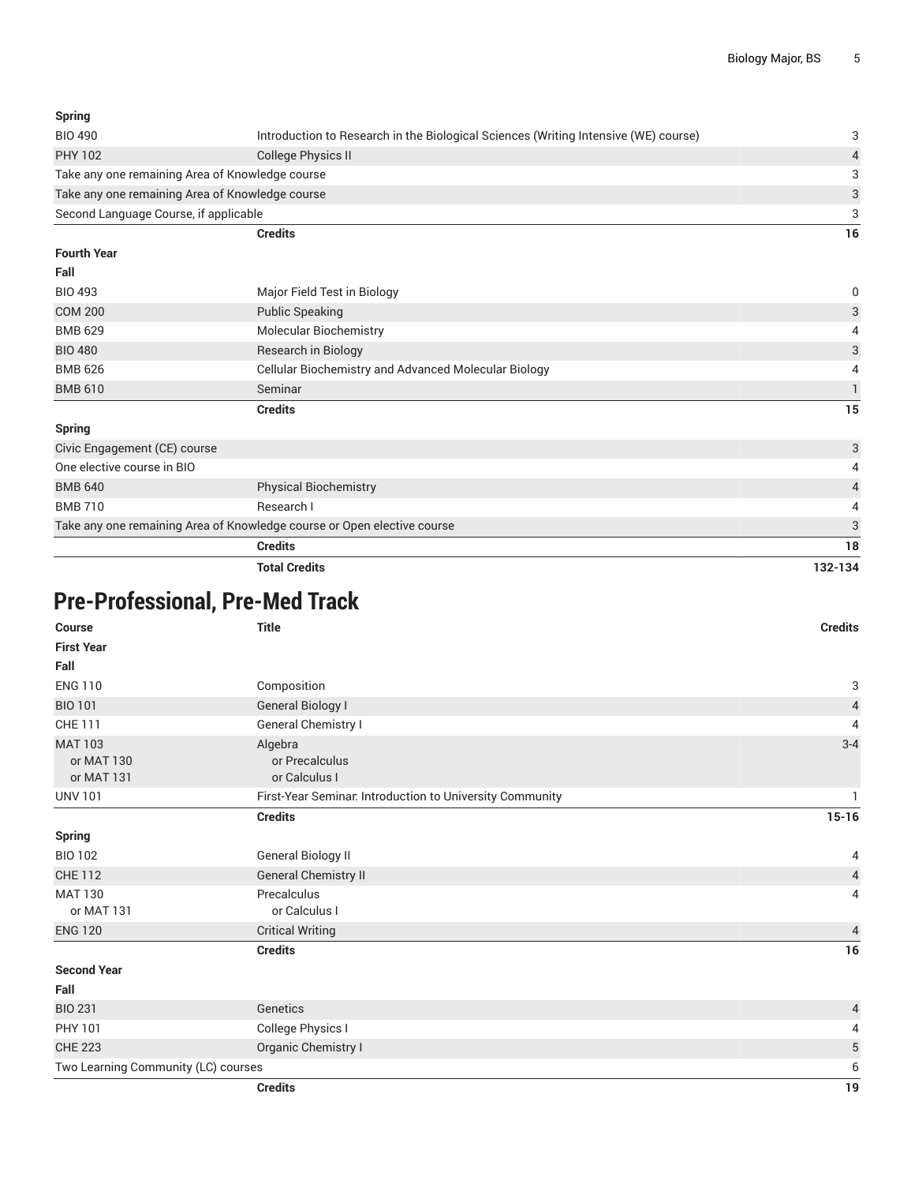| | | |
|---|---|---|
| **Spring** | | |
| BIO 490 | Introduction to Research in the Biological Sciences (Writing Intensive (WE) course) | 3 |
| PHY 102 | College Physics II | 4 |
| Take any one remaining Area of Knowledge course | | 3 |
| Take any one remaining Area of Knowledge course | | 3 |
| Second Language Course, if applicable | | 3 |
| | **Credits** | **16** |
| **Fourth Year** | | |
| **Fall** | | |
| BIO 493 | Major Field Test in Biology | 0 |
| COM 200 | Public Speaking | 3 |
| BMB 629 | Molecular Biochemistry | 4 |
| BIO 480 | Research in Biology | 3 |
| BMB 626 | Cellular Biochemistry and Advanced Molecular Biology | 4 |
| BMB 610 | Seminar | 1 |
| | **Credits** | **15** |
| **Spring** | | |
| Civic Engagement (CE) course | | 3 |
| One elective course in BIO | | 4 |
| BMB 640 | Physical Biochemistry | 4 |
| BMB 710 | Research I | 4 |
| Take any one remaining Area of Knowledge course or Open elective course | | 3 |
| | **Credits** | **18** |
| | **Total Credits** | **132-134** |

## Pre-Professional, Pre-Med Track

| Course | Title | Credits |
|---|---|---|
| **First Year** | | |
| **Fall** | | |
| ENG 110 | Composition | 3 |
| BIO 101 | General Biology I | 4 |
| CHE 111 | General Chemistry I | 4 |
| MAT 103<br>or MAT 130<br>or MAT 131 | Algebra<br>or Precalculus<br>or Calculus I | 3-4 |
| UNV 101 | First-Year Seminar: Introduction to University Community | 1 |
| | **Credits** | **15-16** |
| **Spring** | | |
| BIO 102 | General Biology II | 4 |
| CHE 112 | General Chemistry II | 4 |
| MAT 130<br>or MAT 131 | Precalculus<br>or Calculus I | 4 |
| ENG 120 | Critical Writing | 4 |
| | **Credits** | **16** |
| **Second Year** | | |
| **Fall** | | |
| BIO 231 | Genetics | 4 |
| PHY 101 | College Physics I | 4 |
| CHE 223 | Organic Chemistry I | 5 |
| Two Learning Community (LC) courses | | 6 |
| | **Credits** | **19** |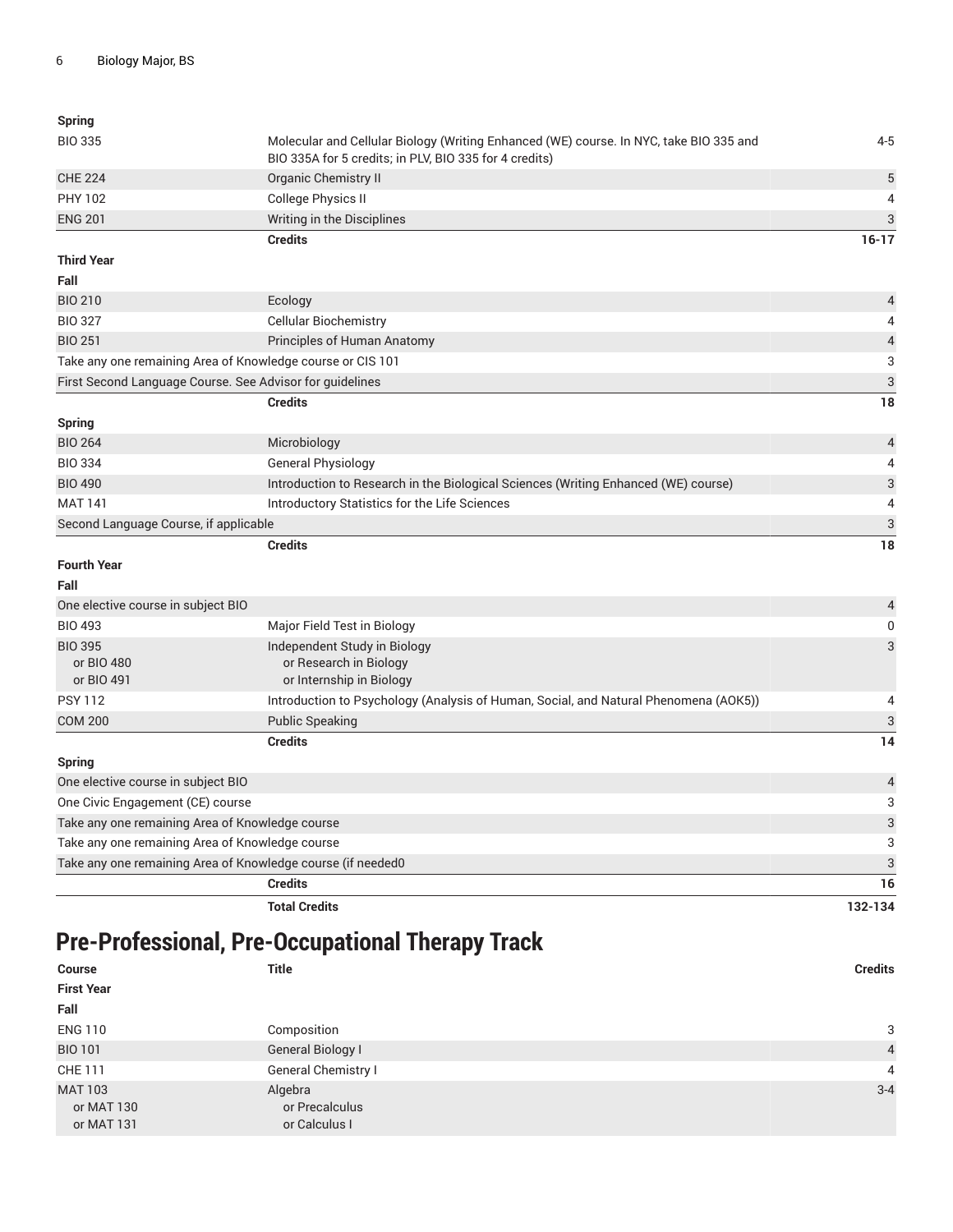| | | |
|---|---|---|
| **Spring** | | |
| BIO 335 | Molecular and Cellular Biology (Writing Enhanced (WE) course. In NYC, take BIO 335 and BIO 335A for 5 credits; in PLV, BIO 335 for 4 credits) | 4-5 |
| CHE 224 | Organic Chemistry II | 5 |
| PHY 102 | College Physics II | 4 |
| ENG 201 | Writing in the Disciplines | 3 |
| | **Credits** | **16-17** |
| **Third Year** | | |
| **Fall** | | |
| BIO 210 | Ecology | 4 |
| BIO 327 | Cellular Biochemistry | 4 |
| BIO 251 | Principles of Human Anatomy | 4 |
| Take any one remaining Area of Knowledge course or CIS 101 | | 3 |
| First Second Language Course. See Advisor for guidelines | | 3 |
| | **Credits** | **18** |
| **Spring** | | |
| BIO 264 | Microbiology | 4 |
| BIO 334 | General Physiology | 4 |
| BIO 490 | Introduction to Research in the Biological Sciences (Writing Enhanced (WE) course) | 3 |
| MAT 141 | Introductory Statistics for the Life Sciences | 4 |
| Second Language Course, if applicable | | 3 |
| | **Credits** | **18** |
| **Fourth Year** | | |
| **Fall** | | |
| One elective course in subject BIO | | 4 |
| BIO 493 | Major Field Test in Biology | 0 |
| BIO 395<br>or BIO 480<br>or BIO 491 | Independent Study in Biology<br>or Research in Biology<br>or Internship in Biology | 3 |
| PSY 112 | Introduction to Psychology (Analysis of Human, Social, and Natural Phenomena (AOK5)) | 4 |
| COM 200 | Public Speaking | 3 |
| | **Credits** | **14** |
| **Spring** | | |
| One elective course in subject BIO | | 4 |
| One Civic Engagement (CE) course | | 3 |
| Take any one remaining Area of Knowledge course | | 3 |
| Take any one remaining Area of Knowledge course | | 3 |
| Take any one remaining Area of Knowledge course (if needed0 | | 3 |
| | **Credits** | **16** |
| | **Total Credits** | **132-134** |

## Pre-Professional, Pre-Occupational Therapy Track

| Course | Title | Credits |
|---|---|---|
| **First Year** | | |
| **Fall** | | |
| ENG 110 | Composition | 3 |
| BIO 101 | General Biology I | 4 |
| CHE 111 | General Chemistry I | 4 |
| MAT 103<br>or MAT 130<br>or MAT 131 | Algebra<br>or Precalculus<br>or Calculus I | 3-4 |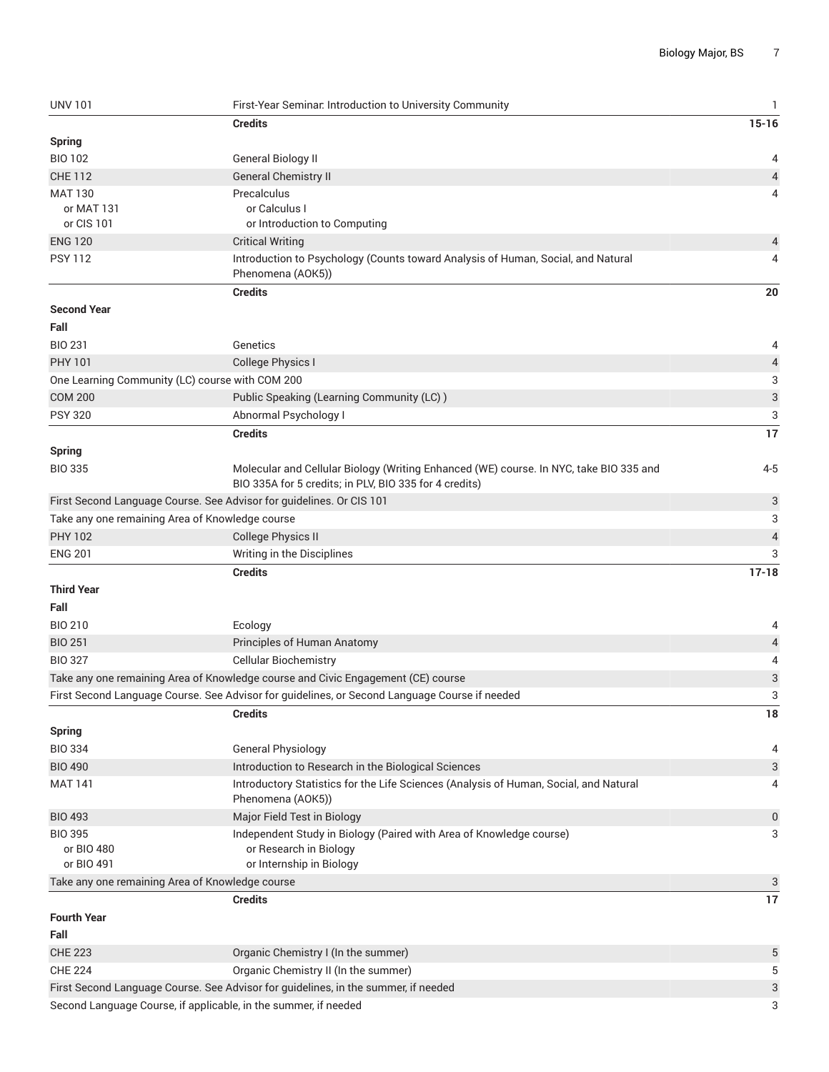| | | |
|---|---|---|
| UNV 101 | First-Year Seminar: Introduction to University Community | 1 |
| | **Credits** | **15-16** |
| **Spring** | | |
| BIO 102 | General Biology II | 4 |
| CHE 112 | General Chemistry II | 4 |
| MAT 130<br>or MAT 131<br>or CIS 101 | Precalculus<br>or Calculus I<br>or Introduction to Computing | 4 |
| ENG 120 | Critical Writing | 4 |
| PSY 112 | Introduction to Psychology (Counts toward Analysis of Human, Social, and Natural Phenomena (AOK5)) | 4 |
| | **Credits** | **20** |
| **Second Year** | | |
| **Fall** | | |
| BIO 231 | Genetics | 4 |
| PHY 101 | College Physics I | 4 |
| One Learning Community (LC) course with COM 200 | | 3 |
| COM 200 | Public Speaking (Learning Community (LC) ) | 3 |
| PSY 320 | Abnormal Psychology I | 3 |
| | **Credits** | **17** |
| **Spring** | | |
| BIO 335 | Molecular and Cellular Biology (Writing Enhanced (WE) course. In NYC, take BIO 335 and BIO 335A for 5 credits; in PLV, BIO 335 for 4 credits) | 4-5 |
| First Second Language Course. See Advisor for guidelines. Or CIS 101 | | 3 |
| Take any one remaining Area of Knowledge course | | 3 |
| PHY 102 | College Physics II | 4 |
| ENG 201 | Writing in the Disciplines | 3 |
| | **Credits** | **17-18** |
| **Third Year** | | |
| **Fall** | | |
| BIO 210 | Ecology | 4 |
| BIO 251 | Principles of Human Anatomy | 4 |
| BIO 327 | Cellular Biochemistry | 4 |
| Take any one remaining Area of Knowledge course and Civic Engagement (CE) course | | 3 |
| First Second Language Course. See Advisor for guidelines, or Second Language Course if needed | | 3 |
| | **Credits** | **18** |
| **Spring** | | |
| BIO 334 | General Physiology | 4 |
| BIO 490 | Introduction to Research in the Biological Sciences | 3 |
| MAT 141 | Introductory Statistics for the Life Sciences (Analysis of Human, Social, and Natural Phenomena (AOK5)) | 4 |
| BIO 493 | Major Field Test in Biology | 0 |
| BIO 395<br>or BIO 480<br>or BIO 491 | Independent Study in Biology (Paired with Area of Knowledge course)<br>or Research in Biology<br>or Internship in Biology | 3 |
| Take any one remaining Area of Knowledge course | | 3 |
| | **Credits** | **17** |
| **Fourth Year** | | |
| **Fall** | | |
| CHE 223 | Organic Chemistry I (In the summer) | 5 |
| CHE 224 | Organic Chemistry II (In the summer) | 5 |
| First Second Language Course. See Advisor for guidelines, in the summer, if needed | | 3 |
| Second Language Course, if applicable, in the summer, if needed | | 3 |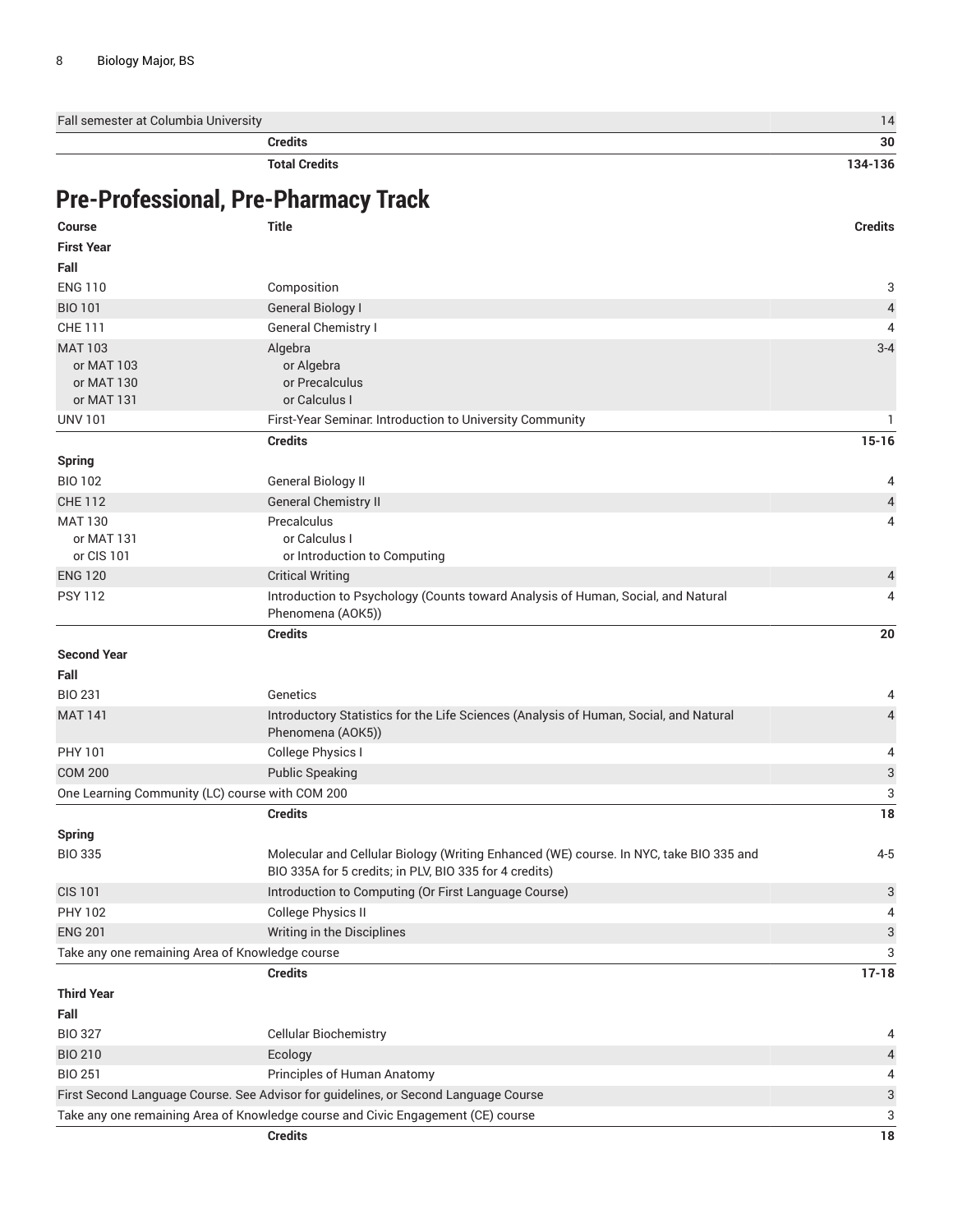| | | |
|---|---|---|
| Fall semester at Columbia University | | 14 |
| | **Credits** | **30** |
| | **Total Credits** | **134-136** |

## Pre-Professional, Pre-Pharmacy Track

| Course | Title | Credits |
|---|---|---|
| **First Year** | | |
| **Fall** | | |
| ENG 110 | Composition | 3 |
| BIO 101 | General Biology I | 4 |
| CHE 111 | General Chemistry I | 4 |
| MAT 103<br>or MAT 103<br>or MAT 130<br>or MAT 131 | Algebra<br>or Algebra<br>or Precalculus<br>or Calculus I | 3-4 |
| UNV 101 | First-Year Seminar: Introduction to University Community | 1 |
| | **Credits** | **15-16** |
| **Spring** | | |
| BIO 102 | General Biology II | 4 |
| CHE 112 | General Chemistry II | 4 |
| MAT 130<br>or MAT 131<br>or CIS 101 | Precalculus<br>or Calculus I<br>or Introduction to Computing | 4 |
| ENG 120 | Critical Writing | 4 |
| PSY 112 | Introduction to Psychology (Counts toward Analysis of Human, Social, and Natural Phenomena (AOK5)) | 4 |
| | **Credits** | **20** |
| **Second Year** | | |
| **Fall** | | |
| BIO 231 | Genetics | 4 |
| MAT 141 | Introductory Statistics for the Life Sciences (Analysis of Human, Social, and Natural Phenomena (AOK5)) | 4 |
| PHY 101 | College Physics I | 4 |
| COM 200 | Public Speaking | 3 |
| One Learning Community (LC) course with COM 200 | | 3 |
| | **Credits** | **18** |
| **Spring** | | |
| BIO 335 | Molecular and Cellular Biology (Writing Enhanced (WE) course. In NYC, take BIO 335 and BIO 335A for 5 credits; in PLV, BIO 335 for 4 credits) | 4-5 |
| CIS 101 | Introduction to Computing (Or First Language Course) | 3 |
| PHY 102 | College Physics II | 4 |
| ENG 201 | Writing in the Disciplines | 3 |
| Take any one remaining Area of Knowledge course | | 3 |
| | **Credits** | **17-18** |
| **Third Year** | | |
| **Fall** | | |
| BIO 327 | Cellular Biochemistry | 4 |
| BIO 210 | Ecology | 4 |
| BIO 251 | Principles of Human Anatomy | 4 |
| First Second Language Course. See Advisor for guidelines, or Second Language Course | | 3 |
| Take any one remaining Area of Knowledge course and Civic Engagement (CE) course | | 3 |
| | **Credits** | **18** |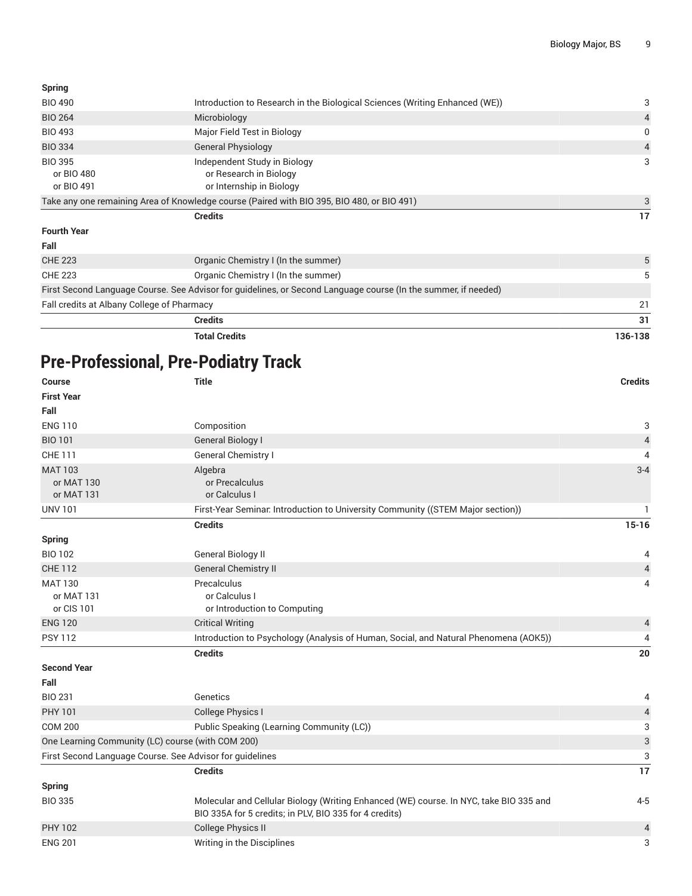| | | |
|---|---|---|
| **Spring** | | |
| BIO 490 | Introduction to Research in the Biological Sciences (Writing Enhanced (WE)) | 3 |
| BIO 264 | Microbiology | 4 |
| BIO 493 | Major Field Test in Biology | 0 |
| BIO 334 | General Physiology | 4 |
| BIO 395<br>or BIO 480<br>or BIO 491 | Independent Study in Biology<br>or Research in Biology<br>or Internship in Biology | 3 |
| Take any one remaining Area of Knowledge course (Paired with BIO 395, BIO 480, or BIO 491) | | 3 |
| | **Credits** | **17** |
| **Fourth Year** | | |
| **Fall** | | |
| CHE 223 | Organic Chemistry I (In the summer) | 5 |
| CHE 223 | Organic Chemistry I (In the summer) | 5 |
| First Second Language Course. See Advisor for guidelines, or Second Language course (In the summer, if needed) | | |
| Fall credits at Albany College of Pharmacy | | 21 |
| | **Credits** | **31** |
| | **Total Credits** | **136-138** |

## Pre-Professional, Pre-Podiatry Track

| Course | Title | Credits |
|---|---|---|
| **First Year** | | |
| **Fall** | | |
| ENG 110 | Composition | 3 |
| BIO 101 | General Biology I | 4 |
| CHE 111 | General Chemistry I | 4 |
| MAT 103<br>or MAT 130<br>or MAT 131 | Algebra<br>or Precalculus<br>or Calculus I | 3-4 |
| UNV 101 | First-Year Seminar: Introduction to University Community ((STEM Major section)) | 1 |
| | **Credits** | **15-16** |
| **Spring** | | |
| BIO 102 | General Biology II | 4 |
| CHE 112 | General Chemistry II | 4 |
| MAT 130<br>or MAT 131<br>or CIS 101 | Precalculus<br>or Calculus I<br>or Introduction to Computing | 4 |
| ENG 120 | Critical Writing | 4 |
| PSY 112 | Introduction to Psychology (Analysis of Human, Social, and Natural Phenomena (AOK5)) | 4 |
| | **Credits** | **20** |
| **Second Year** | | |
| **Fall** | | |
| BIO 231 | Genetics | 4 |
| PHY 101 | College Physics I | 4 |
| COM 200 | Public Speaking (Learning Community (LC)) | 3 |
| One Learning Community (LC) course (with COM 200) | | 3 |
| First Second Language Course. See Advisor for guidelines | | 3 |
| | **Credits** | **17** |
| **Spring** | | |
| BIO 335 | Molecular and Cellular Biology (Writing Enhanced (WE) course. In NYC, take BIO 335 and BIO 335A for 5 credits; in PLV, BIO 335 for 4 credits) | 4-5 |
| PHY 102 | College Physics II | 4 |
| ENG 201 | Writing in the Disciplines | 3 |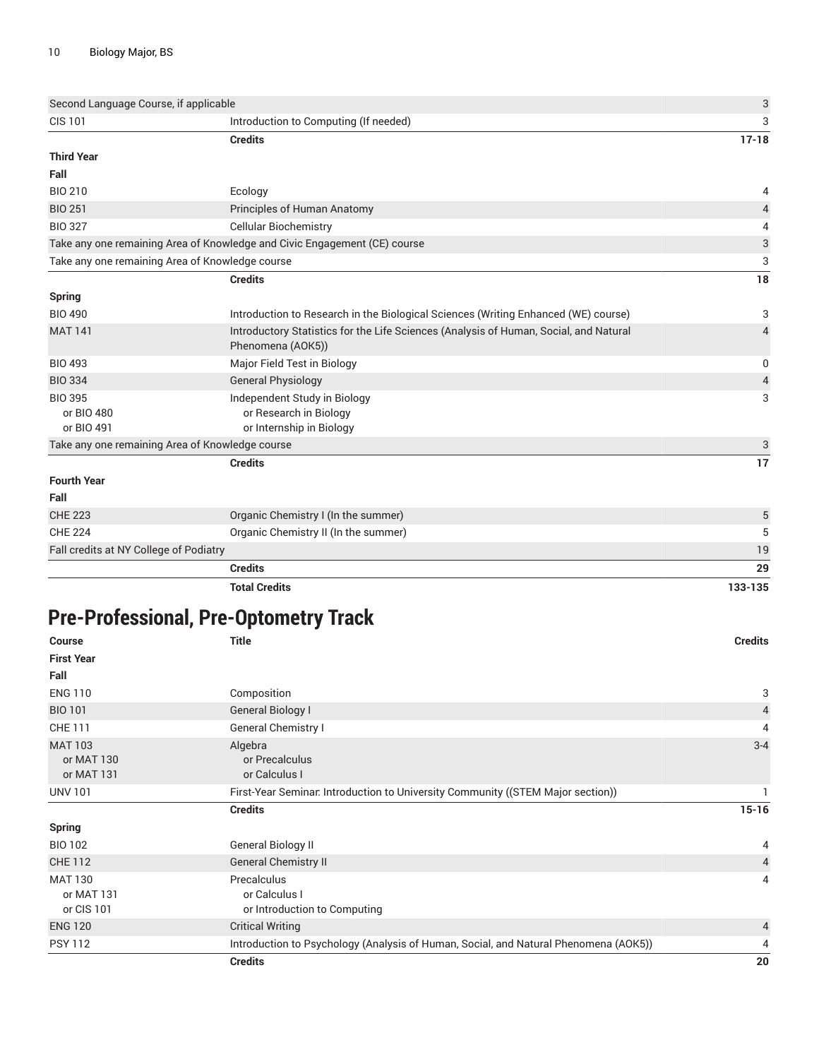| | | |
|---|---|---|
| Second Language Course, if applicable | | 3 |
| CIS 101 | Introduction to Computing (If needed) | 3 |
| | **Credits** | **17-18** |
| **Third Year** | | |
| **Fall** | | |
| BIO 210 | Ecology | 4 |
| BIO 251 | Principles of Human Anatomy | 4 |
| BIO 327 | Cellular Biochemistry | 4 |
| Take any one remaining Area of Knowledge and Civic Engagement (CE) course | | 3 |
| Take any one remaining Area of Knowledge course | | 3 |
| | **Credits** | **18** |
| **Spring** | | |
| BIO 490 | Introduction to Research in the Biological Sciences (Writing Enhanced (WE) course) | 3 |
| MAT 141 | Introductory Statistics for the Life Sciences (Analysis of Human, Social, and Natural Phenomena (AOK5)) | 4 |
| BIO 493 | Major Field Test in Biology | 0 |
| BIO 334 | General Physiology | 4 |
| BIO 395<br>or BIO 480<br>or BIO 491 | Independent Study in Biology<br>or Research in Biology<br>or Internship in Biology | 3 |
| Take any one remaining Area of Knowledge course | | 3 |
| | **Credits** | **17** |
| **Fourth Year** | | |
| **Fall** | | |
| CHE 223 | Organic Chemistry I (In the summer) | 5 |
| CHE 224 | Organic Chemistry II (In the summer) | 5 |
| Fall credits at NY College of Podiatry | | 19 |
| | **Credits** | **29** |
| | **Total Credits** | **133-135** |

## Pre-Professional, Pre-Optometry Track

| Course | Title | Credits |
|---|---|---|
| **First Year** | | |
| **Fall** | | |
| ENG 110 | Composition | 3 |
| BIO 101 | General Biology I | 4 |
| CHE 111 | General Chemistry I | 4 |
| MAT 103<br>or MAT 130<br>or MAT 131 | Algebra<br>or Precalculus<br>or Calculus I | 3-4 |
| UNV 101 | First-Year Seminar: Introduction to University Community ((STEM Major section)) | 1 |
| | **Credits** | **15-16** |
| **Spring** | | |
| BIO 102 | General Biology II | 4 |
| CHE 112 | General Chemistry II | 4 |
| MAT 130<br>or MAT 131<br>or CIS 101 | Precalculus<br>or Calculus I<br>or Introduction to Computing | 4 |
| ENG 120 | Critical Writing | 4 |
| PSY 112 | Introduction to Psychology (Analysis of Human, Social, and Natural Phenomena (AOK5)) | 4 |
| | **Credits** | **20** |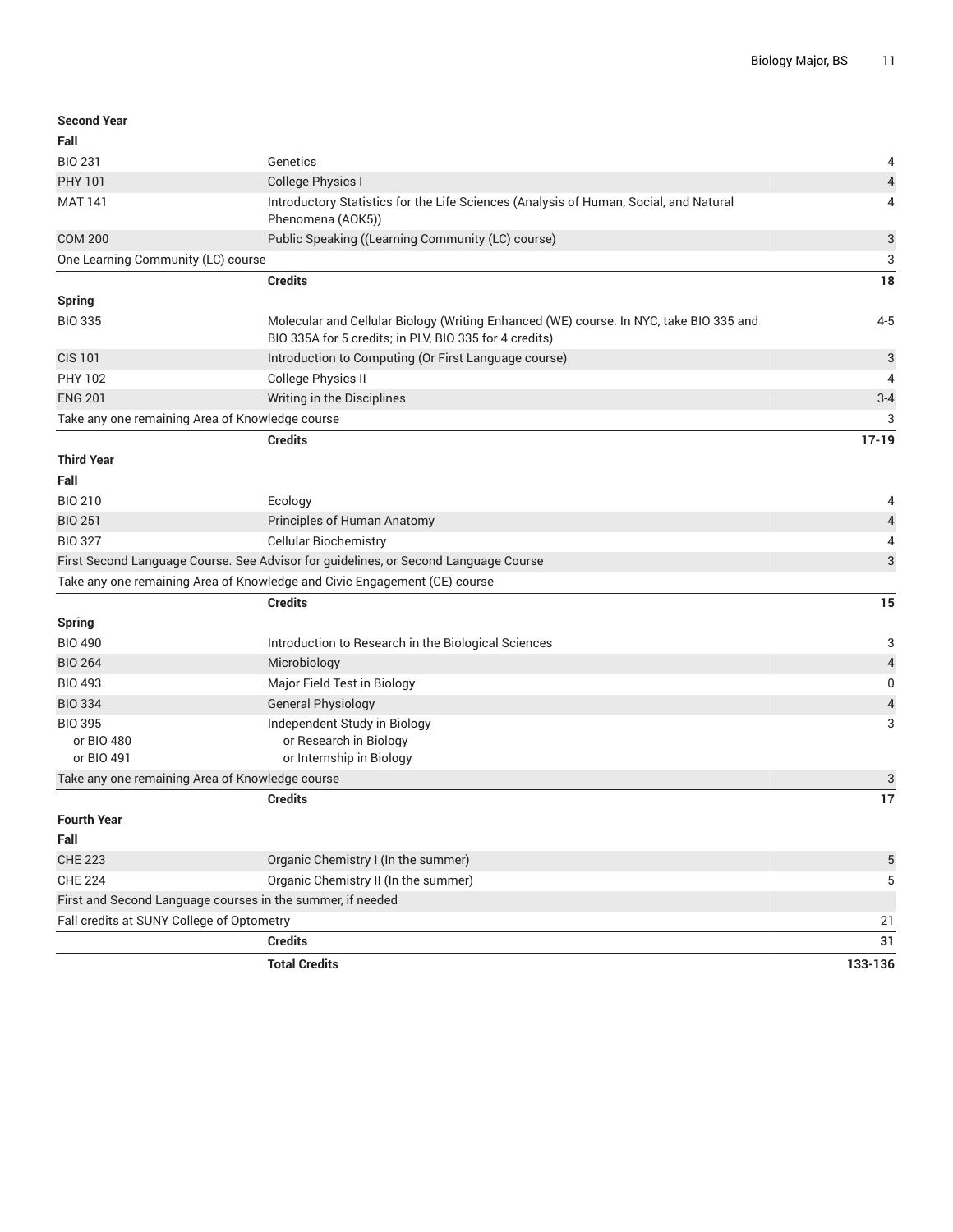| | | |
|---|---|---|
| **Second Year** | | |
| **Fall** | | |
| BIO 231 | Genetics | 4 |
| PHY 101 | College Physics I | 4 |
| MAT 141 | Introductory Statistics for the Life Sciences (Analysis of Human, Social, and Natural Phenomena (AOK5)) | 4 |
| COM 200 | Public Speaking ((Learning Community (LC) course) | 3 |
| One Learning Community (LC) course | | 3 |
| | **Credits** | **18** |
| **Spring** | | |
| BIO 335 | Molecular and Cellular Biology (Writing Enhanced (WE) course. In NYC, take BIO 335 and BIO 335A for 5 credits; in PLV, BIO 335 for 4 credits) | 4-5 |
| CIS 101 | Introduction to Computing (Or First Language course) | 3 |
| PHY 102 | College Physics II | 4 |
| ENG 201 | Writing in the Disciplines | 3-4 |
| Take any one remaining Area of Knowledge course | | 3 |
| | **Credits** | **17-19** |
| **Third Year** | | |
| **Fall** | | |
| BIO 210 | Ecology | 4 |
| BIO 251 | Principles of Human Anatomy | 4 |
| BIO 327 | Cellular Biochemistry | 4 |
| First Second Language Course. See Advisor for guidelines, or Second Language Course | | 3 |
| Take any one remaining Area of Knowledge and Civic Engagement (CE) course | | |
| | **Credits** | **15** |
| **Spring** | | |
| BIO 490 | Introduction to Research in the Biological Sciences | 3 |
| BIO 264 | Microbiology | 4 |
| BIO 493 | Major Field Test in Biology | 0 |
| BIO 334 | General Physiology | 4 |
| BIO 395<br>or BIO 480<br>or BIO 491 | Independent Study in Biology<br>or Research in Biology<br>or Internship in Biology | 3 |
| Take any one remaining Area of Knowledge course | | 3 |
| | **Credits** | **17** |
| **Fourth Year** | | |
| **Fall** | | |
| CHE 223 | Organic Chemistry I (In the summer) | 5 |
| CHE 224 | Organic Chemistry II (In the summer) | 5 |
| First and Second Language courses in the summer, if needed | | |
| Fall credits at SUNY College of Optometry | | 21 |
| | **Credits** | **31** |
| | **Total Credits** | **133-136** |